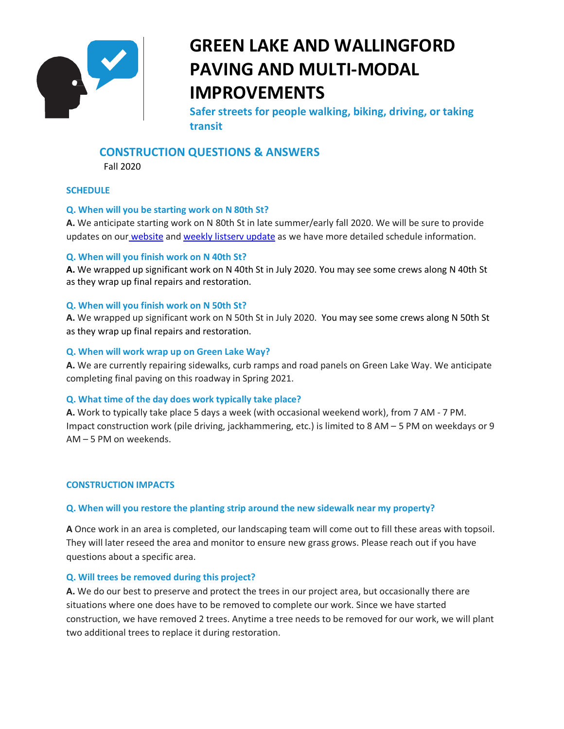# GREEN LAKE AND WALLINGFORD PAVING AND MULTI-MODAL IMPROVEMENTS

**Safer streets for people walking, biking, driving, or taking transit**

## CONSTRUCTION QUESTIONS & ANSWERS

Fall 2020

### SCHEDULE

**Q. When will you be starting work on N 80th St?**

**A.** We anticipate starting work on N 80th St in late summer/early fall 2020. We will be sure to provide updates on our website and weekly listserv update as we have more detailed schedule information.

**Q. When will you finish work on N 40th St?**

**A.** We wrapped up significant work on N 40th St in July 2020. You may see some crews along N 40th St as they wrap up final repairs and restoration.

**Q. When will you finish work on N 50th St?**

**A.** We wrapped up significant work on N 50th St in July 2020. You may see some crews along N 50th St as they wrap up final repairs and restoration.

**Q. When will work wrap up on Green Lake Way?**

**A.** We are currently repairing sidewalks, curb ramps and road panels on Green Lake Way. We anticipate completing final paving on this roadway in Spring 2021.

**Q. What time of the day does work typically take place?**

**A.** Work to typically take place 5 days a week (with occasional weekend work), from 7 AM - 7 PM. Impact construction work (pile driving, jackhammering, etc.) is limited to 8 AM – 5 PM on weekdays or 9 AM – 5 PM on weekends.

### CONSTRUCTION IMPACTS

**Q. When will you restore the planting strip around the new sidewalk near my property?**

**A** Once work in an area is completed, our landscaping team will come out to fill these areas with topsoil. They will later reseed the area and monitor to ensure new grass grows. Please reach out if you have questions about a specific area.

**Q. Will trees be removed during this project?**

**A.** We do our best to preserve and protect the trees in our project area, but occasionally there are situations where one does have to be removed to complete our work. Since we have started construction, we have removed 2 trees. Anytime a tree needs to be removed for our work, we will plant two additional trees to replace it during restoration.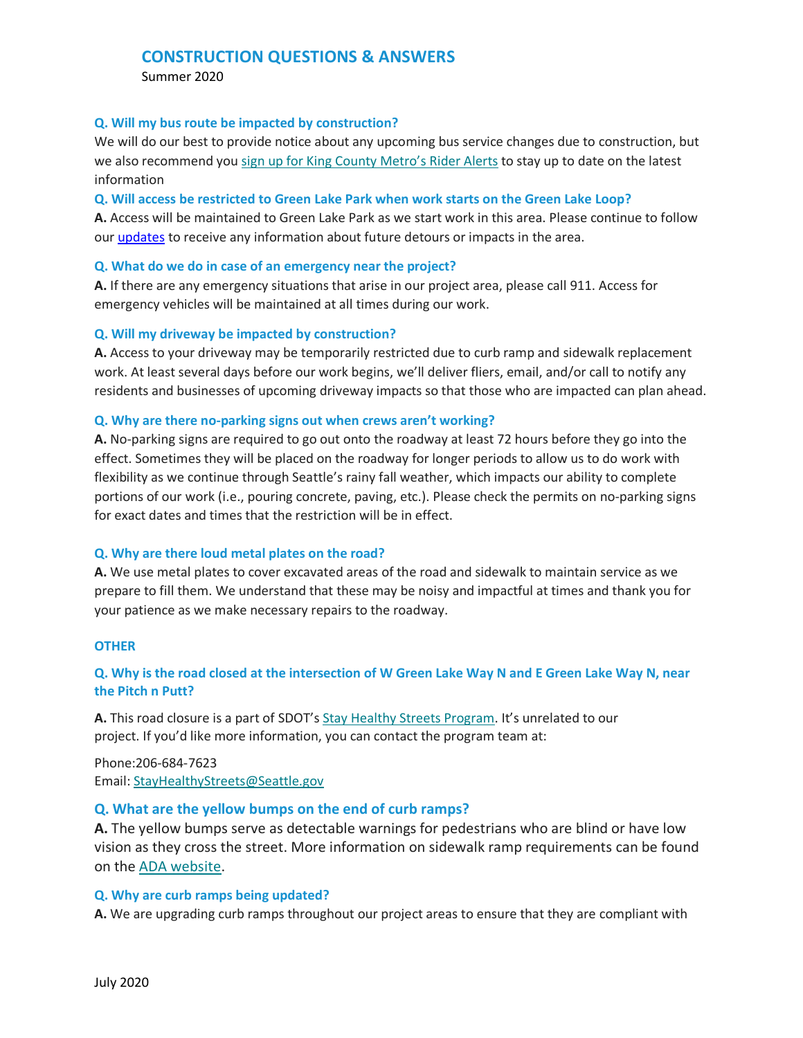## CONSTRUCTION QUESTIONS & ANSWERS

Summer 2020

### Q. Will my bus route be impacted by construction?

We will do our best to provide notice about any upcoming bus service changes due to construction, but we also recommend you sign up for King County Metro's Rider Alerts to stay up to date on the latest information

### Q. Will access be restricted to Green Lake Park when work starts on the Green Lake Loop?

**A.** Access will be maintained to Green Lake Park as we start work in this area. Please continue to follow our updates to receive any information about future detours or impacts in the area.

### Q. What do we do in case of an emergency near the project?

**A.** If there are any emergency situations that arise in our project area, please call 911. Access for emergency vehicles will be maintained at all times during our work.

### Q. Will my driveway be impacted by construction?

**A.** Access to your driveway may be temporarily restricted due to curb ramp and sidewalk replacement work. At least several days before our work begins, we'll deliver fliers, email, and/or call to notify any residents and businesses of upcoming driveway impacts so that those who are impacted can plan ahead.

### Q. Why are there no-parking signs out when crews aren't working?

**A.** No-parking signs are required to go out onto the roadway at least 72 hours before they go into the effect. Sometimes they will be placed on the roadway for longer periods to allow us to do work with flexibility as we continue through Seattle's rainy fall weather, which impacts our ability to complete portions of our work (i.e., pouring concrete, paving, etc.). Please check the permits on no-parking signs for exact dates and times that the restriction will be in effect.

### Q. Why are there loud metal plates on the road?

**A.** We use metal plates to cover excavated areas of the road and sidewalk to maintain service as we prepare to fill them. We understand that these may be noisy and impactful at times and thank you for your patience as we make necessary repairs to the roadway.

## OTHER

### Q. Why is the road closed at the intersection of W Green Lake Way N and E Green Lake Way N, near the Pitch n Putt?

**A.** This road closure is a part of SDOT's Stay Healthy Streets Program. It's unrelated to our project. If you'd like more information, you can contact the program team at:

Phone:206-684-7623
Email: StayHealthyStreets@Seattle.gov

### Q. What are the yellow bumps on the end of curb ramps?

**A.** The yellow bumps serve as detectable warnings for pedestrians who are blind or have low vision as they cross the street. More information on sidewalk ramp requirements can be found on the ADA website.

### Q. Why are curb ramps being updated?

**A.** We are upgrading curb ramps throughout our project areas to ensure that they are compliant with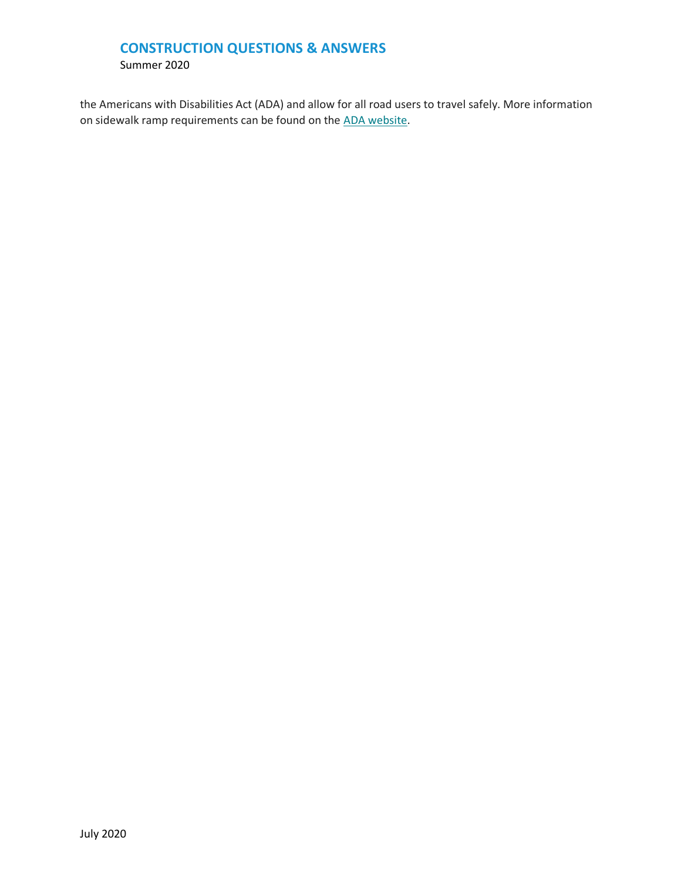the Americans with Disabilities Act (ADA) and allow for all road users to travel safely. More information on sidewalk ramp requirements can be found on the ADA website.